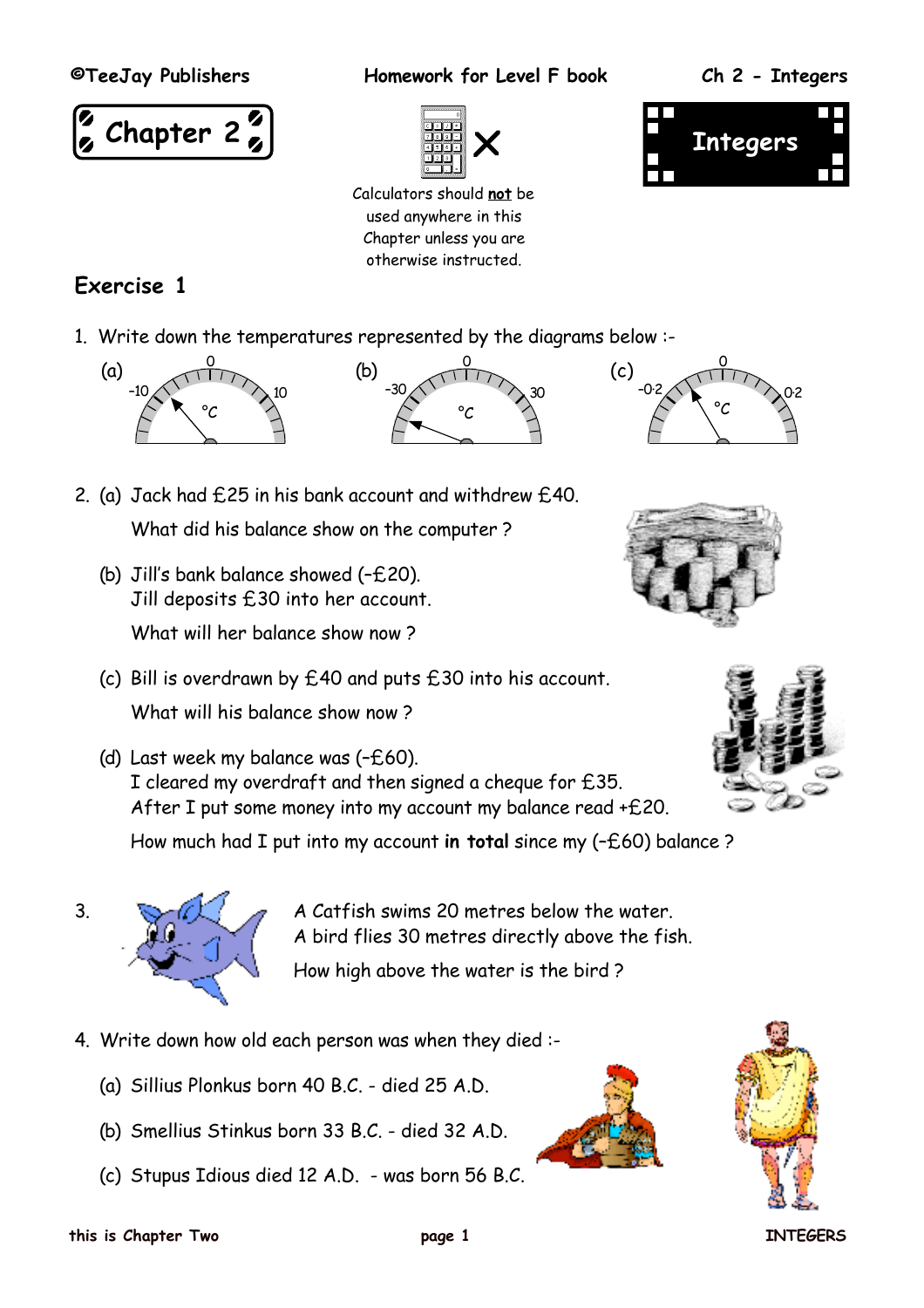# Chapter 2

# Integers

Calculators should **not** be used anywhere in this Chapter unless you are otherwise instructed.

## Exercise 1

1. Write down the temperatures represented by the diagrams below :-

   (a) –10, 0, 10 °C

   (b) –30, 0, 30 °C

   (c) –0·2, 0, 0·2 °C

2. (a) Jack had £25 in his bank account and withdrew £40.

   What did his balance show on the computer ?

   (b) Jill's bank balance showed (–£20).
   Jill deposits £30 into her account.

   What will her balance show now ?

   (c) Bill is overdrawn by £40 and puts £30 into his account.

   What will his balance show now ?

   (d) Last week my balance was (–£60).
   I cleared my overdraft and then signed a cheque for £35.
   After I put some money into my account my balance read +£20.

   How much had I put into my account **in total** since my (–£60) balance ?

3. A Catfish swims 20 metres below the water.
   A bird flies 30 metres directly above the fish.

   How high above the water is the bird ?

4. Write down how old each person was when they died :-

   (a) Sillius Plonkus born 40 B.C. - died 25 A.D.

   (b) Smellius Stinkus born 33 B.C. - died 32 A.D.

   (c) Stupus Idious died 12 A.D. - was born 56 B.C.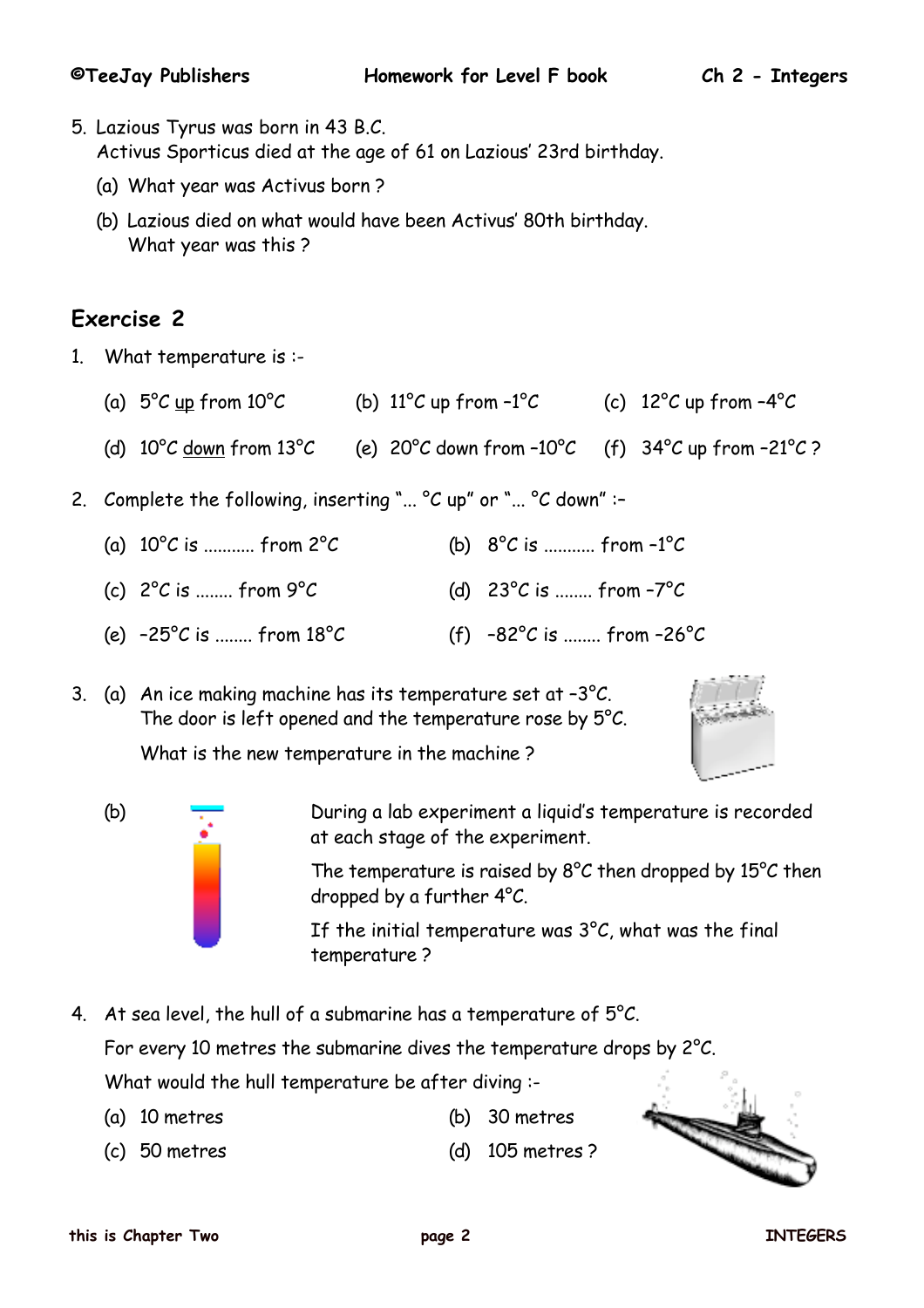5. Lazious Tyrus was born in 43 B.C.
   Activus Sporticus died at the age of 61 on Lazious' 23rd birthday.

   (a) What year was Activus born ?

   (b) Lazious died on what would have been Activus' 80th birthday.
   What year was this ?

## Exercise 2

1. What temperature is :-

   (a) 5°C <u>up</u> from 10°C　　(b) 11°C up from –1°C　　(c) 12°C up from –4°C

   (d) 10°C <u>down</u> from 13°C　　(e) 20°C down from –10°C　　(f) 34°C up from –21°C ?

2. Complete the following, inserting "... °C up" or "... °C down" :–

   (a) 10°C is .......... from 2°C　　(b) 8°C is .......... from –1°C

   (c) 2°C is ........ from 9°C　　(d) 23°C is ........ from -7°C

   (e) –25°C is ........ from 18°C　　(f) –82°C is ........ from –26°C

3. (a) An ice making machine has its temperature set at –3°C.
   The door is left opened and the temperature rose by 5°C.

   What is the new temperature in the machine ?

   (b) During a lab experiment a liquid's temperature is recorded at each stage of the experiment.

   The temperature is raised by 8°C then dropped by 15°C then dropped by a further 4°C.

   If the initial temperature was 3°C, what was the final temperature ?

4. At sea level, the hull of a submarine has a temperature of 5°C.

   For every 10 metres the submarine dives the temperature drops by 2°C.

   What would the hull temperature be after diving :-

   (a) 10 metres　　(b) 30 metres

   (c) 50 metres　　(d) 105 metres ?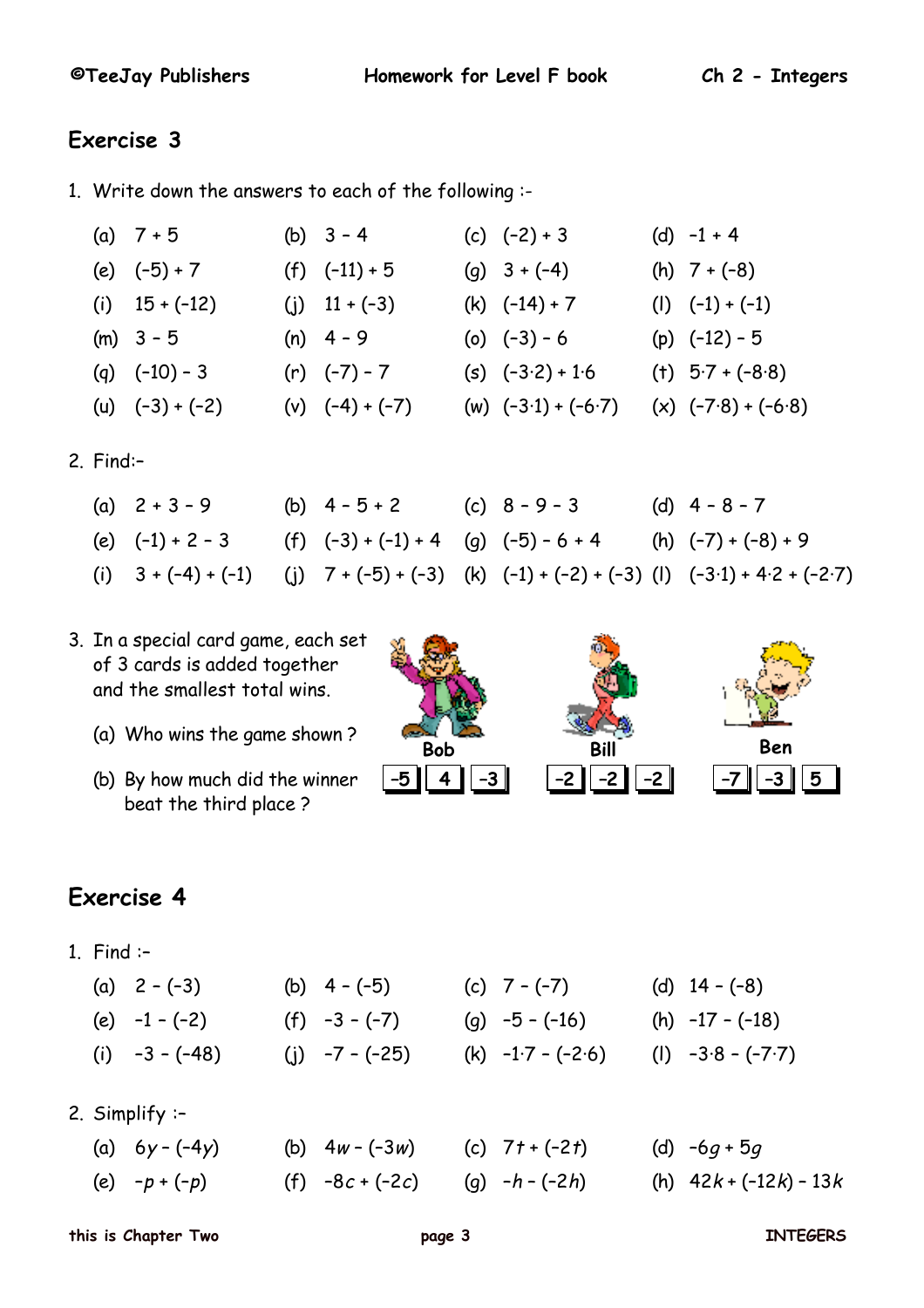## Exercise 3

1. Write down the answers to each of the following :-

| | | | |
|---|---|---|---|
| (a) $7 + 5$ | (b) $3 - 4$ | (c) $(-2) + 3$ | (d) $-1 + 4$ |
| (e) $(-5) + 7$ | (f) $(-11) + 5$ | (g) $3 + (-4)$ | (h) $7 + (-8)$ |
| (i) $15 + (-12)$ | (j) $11 + (-3)$ | (k) $(-14) + 7$ | (l) $(-1) + (-1)$ |
| (m) $3 - 5$ | (n) $4 - 9$ | (o) $(-3) - 6$ | (p) $(-12) - 5$ |
| (q) $(-10) - 3$ | (r) $(-7) - 7$ | (s) $(-3 \cdot 2) + 1 \cdot 6$ | (t) $5 \cdot 7 + (-8 \cdot 8)$ |
| (u) $(-3) + (-2)$ | (v) $(-4) + (-7)$ | (w) $(-3 \cdot 1) + (-6 \cdot 7)$ | (x) $(-7 \cdot 8) + (-6 \cdot 8)$ |

2. Find:-

| | | | |
|---|---|---|---|
| (a) $2 + 3 - 9$ | (b) $4 - 5 + 2$ | (c) $8 - 9 - 3$ | (d) $4 - 8 - 7$ |
| (e) $(-1) + 2 - 3$ | (f) $(-3) + (-1) + 4$ | (g) $(-5) - 6 + 4$ | (h) $(-7) + (-8) + 9$ |
| (i) $3 + (-4) + (-1)$ | (j) $7 + (-5) + (-3)$ | (k) $(-1) + (-2) + (-3)$ | (l) $(-3 \cdot 1) + 4 \cdot 2 + (-2 \cdot 7)$ |

3. In a special card game, each set of 3 cards is added together and the smallest total wins.

   (a) Who wins the game shown ?

   (b) By how much did the winner beat the third place ?

| Bob | Bill | Ben |
|---|---|---|
| -5, 4, -3 | -2, -2, -2 | -7, -3, 5 |

## Exercise 4

1. Find :-

| | | | |
|---|---|---|---|
| (a) $2 - (-3)$ | (b) $4 - (-5)$ | (c) $7 - (-7)$ | (d) $14 - (-8)$ |
| (e) $-1 - (-2)$ | (f) $-3 - (-7)$ | (g) $-5 - (-16)$ | (h) $-17 - (-18)$ |
| (i) $-3 - (-48)$ | (j) $-7 - (-25)$ | (k) $-1 \cdot 7 - (-2 \cdot 6)$ | (l) $-3 \cdot 8 - (-7 \cdot 7)$ |

2. Simplify :-

| | | | |
|---|---|---|---|
| (a) $6y - (-4y)$ | (b) $4w - (-3w)$ | (c) $7t + (-2t)$ | (d) $-6g + 5g$ |
| (e) $-p + (-p)$ | (f) $-8c + (-2c)$ | (g) $-h - (-2h)$ | (h) $42k + (-12k) - 13k$ |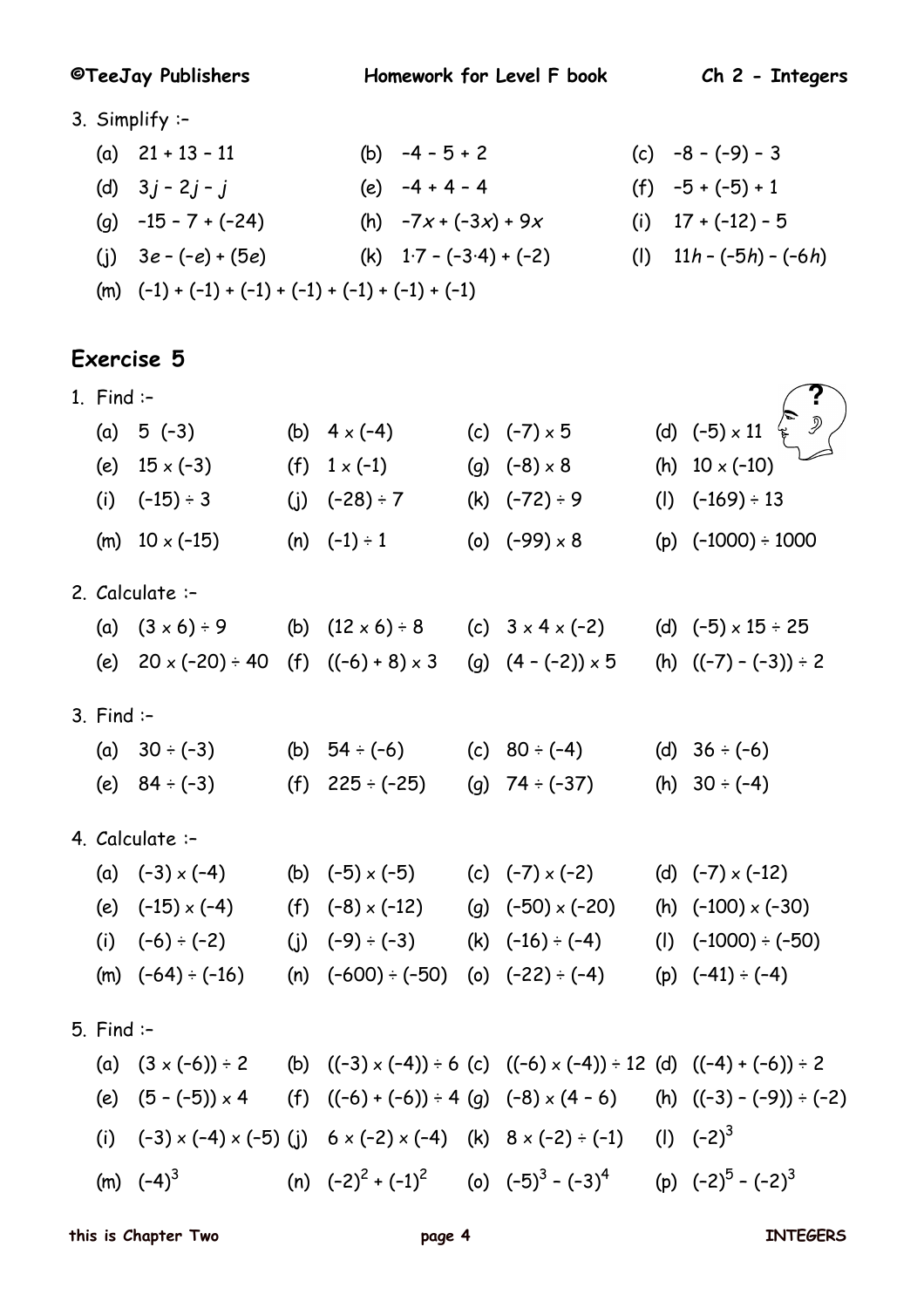3. Simplify :–

   (a) $21 + 13 - 11$ (b) $-4 - 5 + 2$ (c) $-8 - (-9) - 3$

   (d) $3j - 2j - j$ (e) $-4 + 4 - 4$ (f) $-5 + (-5) + 1$

   (g) $-15 - 7 + (-24)$ (h) $-7x + (-3x) + 9x$ (i) $17 + (-12) - 5$

   (j) $3e - (-e) + (5e)$ (k) $1{\cdot}7 - (-3{\cdot}4) + (-2)$ (l) $11h - (-5h) - (-6h)$

   (m) $(-1) + (-1) + (-1) + (-1) + (-1) + (-1) + (-1)$

## Exercise 5

1. Find :–

   (a) $5\ (-3)$ (b) $4 \times (-4)$ (c) $(-7) \times 5$ (d) $(-5) \times 11$

   (e) $15 \times (-3)$ (f) $1 \times (-1)$ (g) $(-8) \times 8$ (h) $10 \times (-10)$

   (i) $(-15) \div 3$ (j) $(-28) \div 7$ (k) $(-72) \div 9$ (l) $(-169) \div 13$

   (m) $10 \times (-15)$ (n) $(-1) \div 1$ (o) $(-99) \times 8$ (p) $(-1000) \div 1000$

2. Calculate :–

   (a) $(3 \times 6) \div 9$ (b) $(12 \times 6) \div 8$ (c) $3 \times 4 \times (-2)$ (d) $(-5) \times 15 \div 25$

   (e) $20 \times (-20) \div 40$ (f) $((-6) + 8) \times 3$ (g) $(4 - (-2)) \times 5$ (h) $((-7) - (-3)) \div 2$

3. Find :–

   (a) $30 \div (-3)$ (b) $54 \div (-6)$ (c) $80 \div (-4)$ (d) $36 \div (-6)$

   (e) $84 \div (-3)$ (f) $225 \div (-25)$ (g) $74 \div (-37)$ (h) $30 \div (-4)$

4. Calculate :–

   (a) $(-3) \times (-4)$ (b) $(-5) \times (-5)$ (c) $(-7) \times (-2)$ (d) $(-7) \times (-12)$

   (e) $(-15) \times (-4)$ (f) $(-8) \times (-12)$ (g) $(-50) \times (-20)$ (h) $(-100) \times (-30)$

   (i) $(-6) \div (-2)$ (j) $(-9) \div (-3)$ (k) $(-16) \div (-4)$ (l) $(-1000) \div (-50)$

   (m) $(-64) \div (-16)$ (n) $(-600) \div (-50)$ (o) $(-22) \div (-4)$ (p) $(-41) \div (-4)$

5. Find :–

   (a) $(3 \times (-6)) \div 2$ (b) $((-3) \times (-4)) \div 6$ (c) $((-6) \times (-4)) \div 12$ (d) $((-4) + (-6)) \div 2$

   (e) $(5 - (-5)) \times 4$ (f) $((-6) + (-6)) \div 4$ (g) $(-8) \times (4 - 6)$ (h) $((-3) - (-9)) \div (-2)$

   (i) $(-3) \times (-4) \times (-5)$ (j) $6 \times (-2) \times (-4)$ (k) $8 \times (-2) \div (-1)$ (l) $(-2)^3$

   (m) $(-4)^3$ (n) $(-2)^2 + (-1)^2$ (o) $(-5)^3 - (-3)^4$ (p) $(-2)^5 - (-2)^3$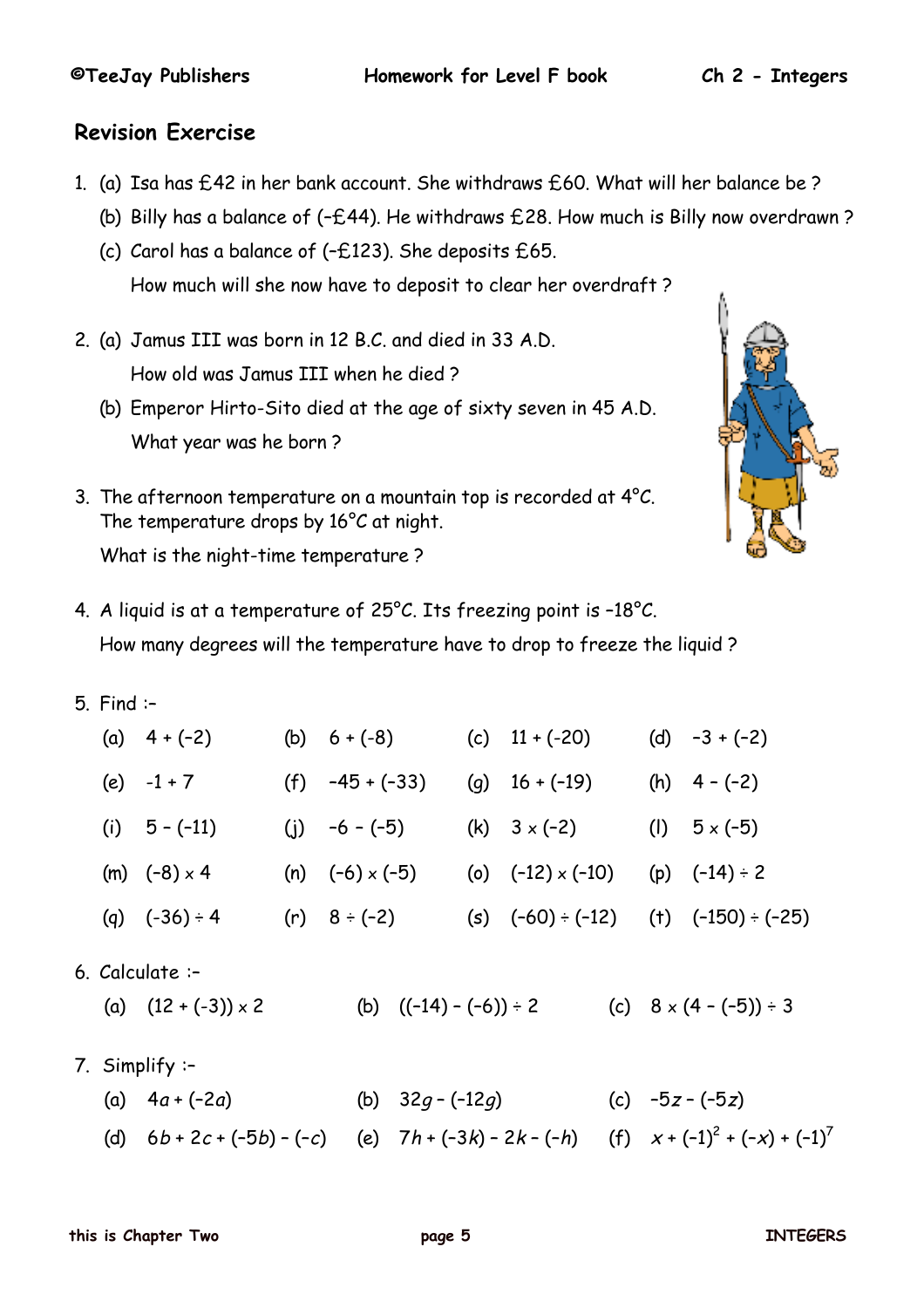## Revision Exercise

1. (a) Isa has £42 in her bank account. She withdraws £60. What will her balance be ?

   (b) Billy has a balance of (–£44). He withdraws £28. How much is Billy now overdrawn ?

   (c) Carol has a balance of (–£123). She deposits £65.

   How much will she now have to deposit to clear her overdraft ?

2. (a) Jamus III was born in 12 B.C. and died in 33 A.D.

   How old was Jamus III when he died ?

   (b) Emperor Hirto-Sito died at the age of sixty seven in 45 A.D.

   What year was he born ?

3. The afternoon temperature on a mountain top is recorded at 4°C. The temperature drops by 16°C at night.

   What is the night-time temperature ?

4. A liquid is at a temperature of 25°C. Its freezing point is –18°C.

   How many degrees will the temperature have to drop to freeze the liquid ?

5. Find :–

   (a) $4 + (-2)$ (b) $6 + (-8)$ (c) $11 + (-20)$ (d) $-3 + (-2)$

   (e) $-1 + 7$ (f) $-45 + (-33)$ (g) $16 + (-19)$ (h) $4 - (-2)$

   (i) $5 - (-11)$ (j) $-6 - (-5)$ (k) $3 \times (-2)$ (l) $5 \times (-5)$

   (m) $(-8) \times 4$ (n) $(-6) \times (-5)$ (o) $(-12) \times (-10)$ (p) $(-14) \div 2$

   (q) $(-36) \div 4$ (r) $8 \div (-2)$ (s) $(-60) \div (-12)$ (t) $(-150) \div (-25)$

6. Calculate :–

   (a) $(12 + (-3)) \times 2$ (b) $((-14) - (-6)) \div 2$ (c) $8 \times (4 - (-5)) \div 3$

7. Simplify :–

   (a) $4a + (-2a)$ (b) $32g - (-12g)$ (c) $-5z - (-5z)$

   (d) $6b + 2c + (-5b) - (-c)$ (e) $7h + (-3k) - 2k - (-h)$ (f) $x + (-1)^2 + (-x) + (-1)^7$